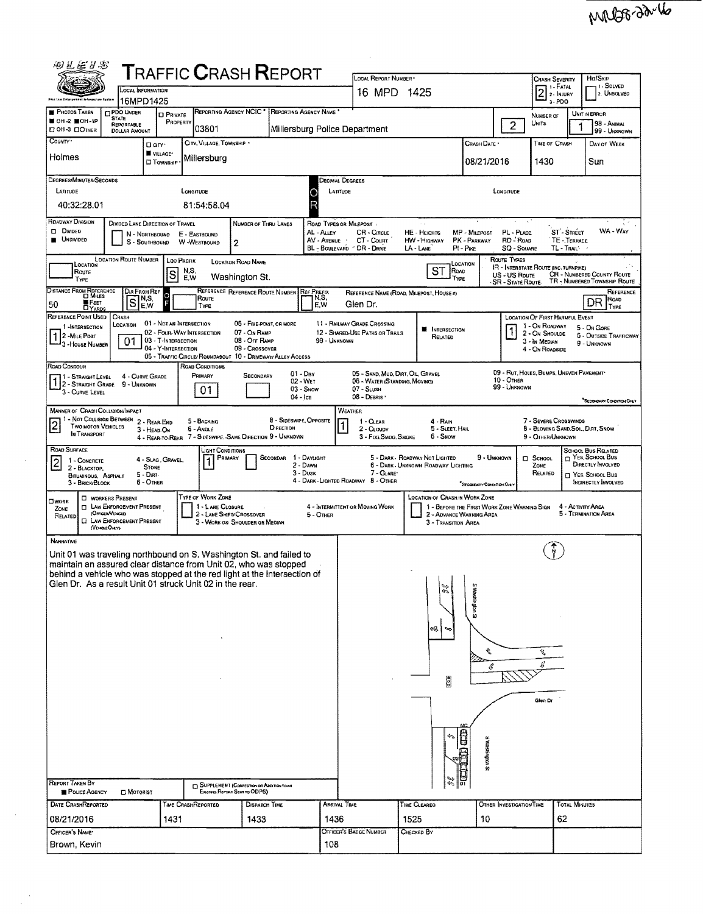MRB8-22-16

# TRAFFIC CRASH REPORT

| | |
|---|---|
| Local Information | 16MPD1425 |
| Local Report Number | 16 MPD 1425 |
| Crash Severity | 2 (1 - Fatal, 2 - Injury, 3 - PDO) |
| Hit/Skip | 1 - Solved, 2 - Unsolved |
| Photos Taken | OH-2, OH-1P |
| Reporting Agency NCIC | 03801 |
| Reporting Agency Name | Millersburg Police Department |
| Number of Units | 2 |
| Unit in Error | 1 |
| County | Holmes |
| City, Village, Township | Village: Millersburg |
| Crash Date | 08/21/2016 |
| Time of Crash | 1430 |
| Day of Week | Sun |

**Degrees/Minutes/Seconds**

| Latitude | Longitude |
|---|---|
| 40:32:28.01 | 81:54:58.04 |

**Roadway Division:** Undivided

**Number of Thru Lanes:** 2

**Location:** Loc Prefix: S — Location Road Name: Washington St. — Location Road Type: ST

**Distance From Reference:** 50 Feet — Dir From Ref: S — Reference Name: Glen Dr. — Reference Road Type: DR

**Reference Point Used:** 1 - Intersection

**Crash Location:** 01 - Not an Intersection

**Location of First Harmful Event:** 1 - On Roadway

**Road Contour:** 1 - Straight Level

**Road Conditions:** Primary: 01 (Dry)

**Manner of Crash Collision/Impact:** 2 - Rear-End

**Weather:** 1 - Clear

**Road Surface:** 2 - Blacktop, Bituminous, Asphalt

**Light Conditions:** Primary: 1 - Daylight

## Narrative

Unit 01 was traveling northbound on S. Washington St. and failed to maintain an assured clear distance from Unit 02, who was stopped behind a vehicle who was stopped at the red light at the intersection of Glen Dr. As a result Unit 01 struck Unit 02 in the rear.

**Report Taken By:** Police Agency

| Date Crash Reported | Time Crash Reported | Dispatch Time | Arrival Time | Time Cleared | Other Investigation Time | Total Minutes |
|---|---|---|---|---|---|---|
| 08/21/2016 | 1431 | 1433 | 1436 | 1525 | 10 | 62 |

| Officer's Name | Officer's Badge Number | Checked By |
|---|---|---|
| Brown, Kevin | 108 | |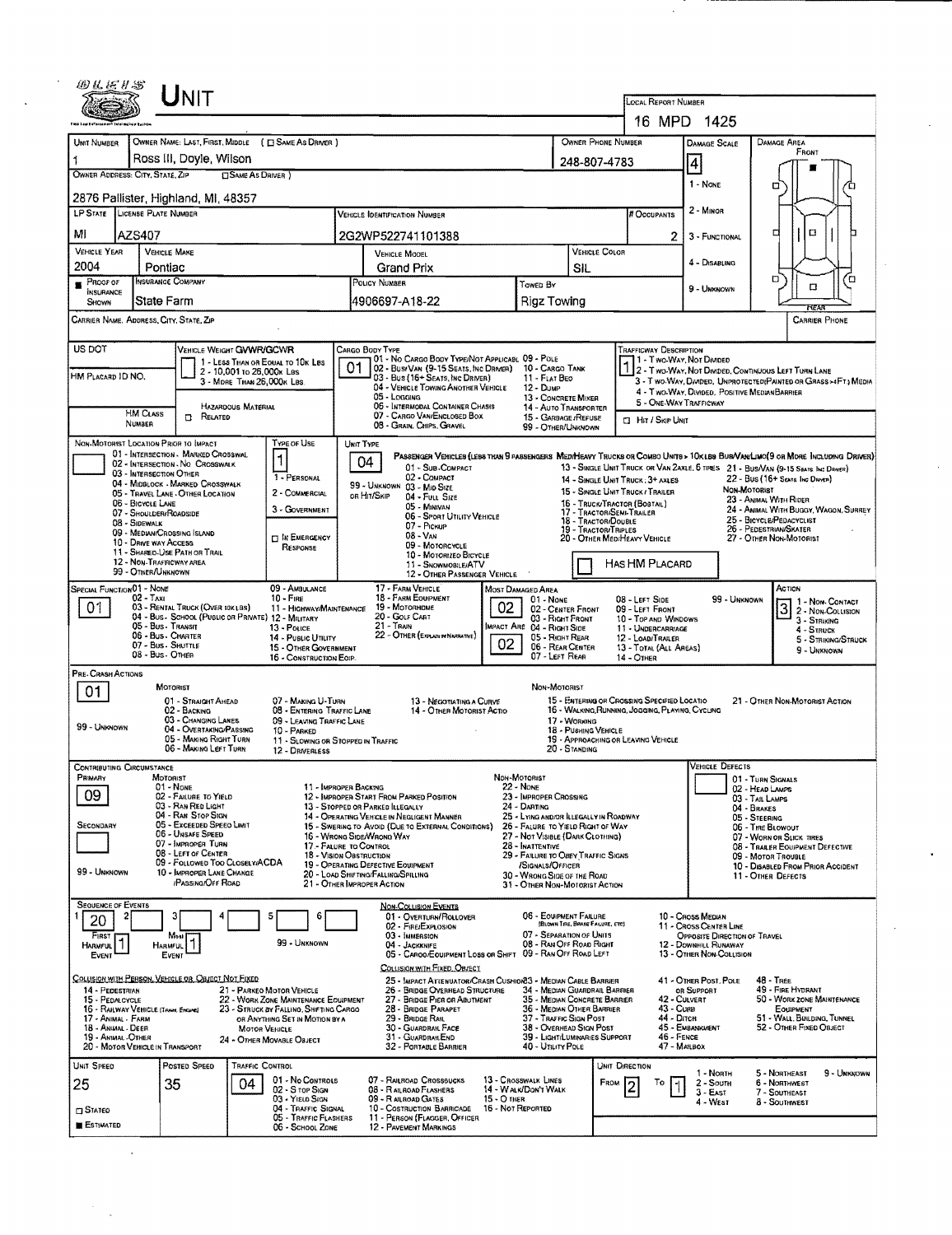# Unit

**Local Report Number:** 16 MPD 1425

| Unit Number | Owner Name: Last, First, Middle ( ☐ Same As Driver ) | Owner Phone Number | Damage Scale | Damage Area |
|---|---|---|---|---|
| 1 | Ross III, Doyle, Wilson | 248-807-4783 | 4 | Front |

**Owner Address: City, State, Zip** ( ☐ Same As Driver )
2876 Pallister, Highland, MI, 48357

Damage Scale: 1 - None; 2 - Minor; 3 - Functional; 4 - Disabling; 9 - Unknown

| LP State | License Plate Number | Vehicle Identification Number | # Occupants |
|---|---|---|---|
| MI | AZS407 | 2G2WP522741101388 | 2 |

| Vehicle Year | Vehicle Make | Vehicle Model | Vehicle Color |
|---|---|---|---|
| 2004 | Pontiac | Grand Prix | SIL |

| Proof of Insurance Shown | Insurance Company | Policy Number | Towed By |
|---|---|---|---|
| ■ | State Farm | 4906697-A18-22 | Rigz Towing |

Carrier Name, Address, City, State, Zip | Carrier Phone

**US DOT** | **HM Placard ID No.** | **HM Class Number** | ☐ Related (Hazardous Material)

**Vehicle Weight GVWR/GCWR:** 1 - Less Than or Equal to 10k Lbs; 2 - 10,001 to 26,000k Lbs; 3 - More Than 26,000k Lbs

**Cargo Body Type:** 01
01 - No Cargo Body Type/Not Applicabl; 02 - Bus/Van (9-15 Seats, Inc Driver); 03 - Bus (16+ Seats, Inc Driver); 04 - Vehicle Towing Another Vehicle; 05 - Logging; 06 - Intermodal Container Chasis; 07 - Cargo Van/Enclosed Box; 08 - Grain, Chips, Gravel; 09 - Pole; 10 - Cargo Tank; 11 - Flat Bed; 12 - Dump; 13 - Concrete Mixer; 14 - Auto Transporter; 15 - Garbage/Refuse; 99 - Other/Unknown

**Trafficway Description:** 1
1 - Two-Way, Not Divided; 2 - Two-Way, Not Divided, Continuous Left Turn Lane; 3 - Two-Way, Divided, Unprotected (Painted or Grass >4Ft.) Media; 4 - Two-Way, Divided, Positive Median Barrier; 5 - One-Way Trafficway
☐ Hit / Skip Unit

**Non-Motorist Location Prior to Impact:** 01 - Intersection - Marked Crosswalk; 02 - Intersection - No Crosswalk; 03 - Intersection Other; 04 - Midblock - Marked Crosswalk; 05 - Travel Lane - Other Location; 06 - Bicycle Lane; 07 - Shoulder/Roadside; 08 - Sidewalk; 09 - Median/Crossing Island; 10 - Drive Way Access; 11 - Shared-Use Path or Trail; 12 - Non-Trafficway Area; 99 - Other/Unknown

**Type of Use:** 1
1 - Personal; 2 - Commercial; 3 - Government; ☐ In Emergency Response

**Unit Type:** 04
Passenger Vehicles (less than 9 passengers): 01 - Sub-Compact; 02 - Compact; 99 - Unknown 03 - Mid Size; or Hit/Skip 04 - Full Size; 05 - Minivan; 06 - Sport Utility Vehicle; 07 - Pickup; 08 - Van; 09 - Motorcycle; 10 - Motorized Bicycle; 11 - Snowmobile/ATV; 12 - Other Passenger Vehicle
Med/Heavy Trucks or Combo Units > 10k lbs Bus/Van/Limo (9 or More Including Driver): 13 - Single Unit Truck or Van 2axle, 6 Tires; 14 - Single Unit Truck: 3+ Axles; 15 - Single Unit Truck/Trailer; 16 - Truck/Tractor (Bobtail); 17 - Tractor/Semi-Trailer; 18 - Tractor/Double; 19 - Tractor/Triples; 20 - Other Med/Heavy Vehicle; 21 - Bus/Van (9-15 Seats, Inc Driver); 22 - Bus (16+ Seats, Inc Driver)
Non-Motorist: 23 - Animal With Rider; 24 - Animal With Buggy, Wagon, Surrey; 25 - Bicycle/Pedacyclist; 26 - Pedestrian/Skater; 27 - Other Non-Motorist
☐ Has HM Placard

**Special Function:** 01
01 - None; 02 - Taxi; 03 - Rental Truck (Over 10k lbs); 04 - Bus - School (Public or Private); 05 - Bus - Transit; 06 - Bus - Charter; 07 - Bus - Shuttle; 08 - Bus - Other; 09 - Ambulance; 10 - Fire; 11 - Highway/Maintenance; 12 - Military; 13 - Police; 14 - Public Utility; 15 - Other Government; 16 - Construction Eqip.; 17 - Farm Vehicle; 18 - Farm Equipment; 19 - Motorhome; 20 - Golf Cart; 21 - Train; 22 - Other (Explain in Narrative)

**Most Damaged Area:** 02
**Impact Are:** 02
01 - None; 02 - Center Front; 03 - Right Front; 04 - Right Side; 05 - Right Rear; 06 - Rear Center; 07 - Left Rear; 08 - Left Side; 09 - Left Front; 10 - Top and Windows; 11 - Undercarriage; 12 - Load/Trailer; 13 - Total (All Areas); 14 - Other; 99 - Unknown

**Action:** 3
1 - Non-Contact; 2 - Non-Collision; 3 - Striking; 4 - Struck; 5 - Striking/Struck; 9 - Unknown

**Pre-Crash Actions:** 01
Motorist: 01 - Straight Ahead; 02 - Backing; 03 - Changing Lanes; 04 - Overtaking/Passing; 05 - Making Right Turn; 06 - Making Left Turn; 07 - Making U-Turn; 08 - Entering Traffic Lane; 09 - Leaving Traffic Lane; 10 - Parked; 11 - Slowing or Stopped in Traffic; 12 - Driverless; 13 - Negotiating a Curve; 14 - Other Motorist Actio; 99 - Unknown
Non-Motorist: 15 - Entering or Crossing Specified Locatio; 16 - Walking, Running, Jogging, Playing, Cycling; 17 - Working; 18 - Pushing Vehicle; 19 - Approaching or Leaving Vehicle; 20 - Standing; 21 - Other Non-Motorist Action

**Contributing Circumstance**
Primary: 09
Secondary: (blank)
Motorist: 01 - None; 02 - Failure to Yield; 03 - Ran Red Light; 04 - Ran Stop Sign; 05 - Exceeded Speed Limit; 06 - Unsafe Speed; 07 - Improper Turn; 08 - Left of Center; 09 - Followed Too Closely/ACDA; 10 - Improper Lane Change /Passing/Off Road; 11 - Improper Backing; 12 - Improper Start From Parked Position; 13 - Stopped or Parked Illegally; 14 - Operating Vehicle in Negligent Manner; 15 - Swering to Avoid (Due to External Conditions); 16 - Wrong Side/Wrong Way; 17 - Failure to Control; 18 - Vision Obstruction; 19 - Operating Defective Equipment; 20 - Load Shifting/Falling/Spilling; 21 - Other Improper Action; 99 - Unknown
Non-Motorist: 22 - None; 23 - Improper Crossing; 24 - Darting; 25 - Lying and/or Illegally in Roadway; 26 - Failure to Yield Right of Way; 27 - Not Visible (Dark Clothing); 28 - Inattentive; 29 - Failure to Obey Traffic Signs /Signals/Officer; 30 - Wrong Side of the Road; 31 - Other Non-Motorist Action

**Vehicle Defects:** 01 - Turn Signals; 02 - Head Lamps; 03 - Tail Lamps; 04 - Brakes; 05 - Steering; 06 - Tire Blowout; 07 - Worn or Slick Tires; 08 - Trailer Equipment Defective; 09 - Motor Trouble; 10 - Disabled From Prior Accident; 11 - Other Defects

**Sequence of Events**

| 1 | 2 | 3 | 4 | 5 | 6 |
|---|---|---|---|---|---|
| 20 | | | | | |

First Harmful Event: 1 | Most Harmful Event: 1 | 99 - Unknown

Non-Collision Events: 01 - Overturn/Rollover; 02 - Fire/Explosion; 03 - Immersion; 04 - Jackknife; 05 - Cargo/Equipment Loss or Shift; 06 - Equipment Failure (Blown Tire, Brake Failure, etc); 07 - Separation of Units; 08 - Ran Off Road Right; 09 - Ran Off Road Left; 10 - Cross Median; 11 - Cross Center Line Opposite Direction of Travel; 12 - Downhill Runaway; 13 - Other Non-Collision

Collision with Person, Vehicle or Object Not Fixed: 14 - Pedestrian; 15 - Pedalcycle; 16 - Railway Vehicle (Train, Engine); 17 - Animal - Farm; 18 - Animal - Deer; 19 - Animal - Other; 20 - Motor Vehicle in Transport; 21 - Parked Motor Vehicle; 22 - Work Zone Maintenance Equipment; 23 - Struck by Falling, Shifting Cargo or Anything Set in Motion by a Motor Vehicle; 24 - Other Movable Object

Collision with Fixed, Object: 25 - Impact Attenuator/Crash Cushion; 26 - Bridge Overhead Structure; 27 - Bridge Pier or Abutment; 28 - Bridge Parapet; 29 - Bridge Rail; 30 - Guardrail Face; 31 - Guardrail End; 32 - Portable Barrier; 33 - Median Cable Barrier; 34 - Median Guardrail Barrier; 35 - Median Concrete Barrier; 36 - Median Other Barrier; 37 - Traffic Sign Post; 38 - Overhead Sign Post; 39 - Light/Luminaries Support; 40 - Utility Pole; 41 - Other Post, Pole or Support; 42 - Culvert; 43 - Curb; 44 - Ditch; 45 - Embankment; 46 - Fence; 47 - Mailbox; 48 - Tree; 49 - Fire Hydrant; 50 - Work Zone Maintenance Equipment; 51 - Wall, Building, Tunnel; 52 - Other Fixed Object

| Unit Speed | Posted Speed | Traffic Control | Unit Direction |
|---|---|---|---|
| 25 | 35 | 04 | From 2 To 1 |

☐ Stated ■ Estimated

Traffic Control: 01 - No Controls; 02 - Stop Sign; 03 - Yield Sign; 04 - Traffic Signal; 05 - Traffic Flashers; 06 - School Zone; 07 - Railroad Crossbucks; 08 - Railroad Flashers; 09 - Railroad Gates; 10 - Costruction Barricade; 11 - Person (Flagger, Officer); 12 - Pavement Markings; 13 - Crosswalk Lines; 14 - Walk/Don't Walk; 15 - Other; 16 - Not Reported

Unit Direction: 1 - North; 2 - South; 3 - East; 4 - West; 5 - Northeast; 6 - Northwest; 7 - Southeast; 8 - Southwest; 9 - Unknown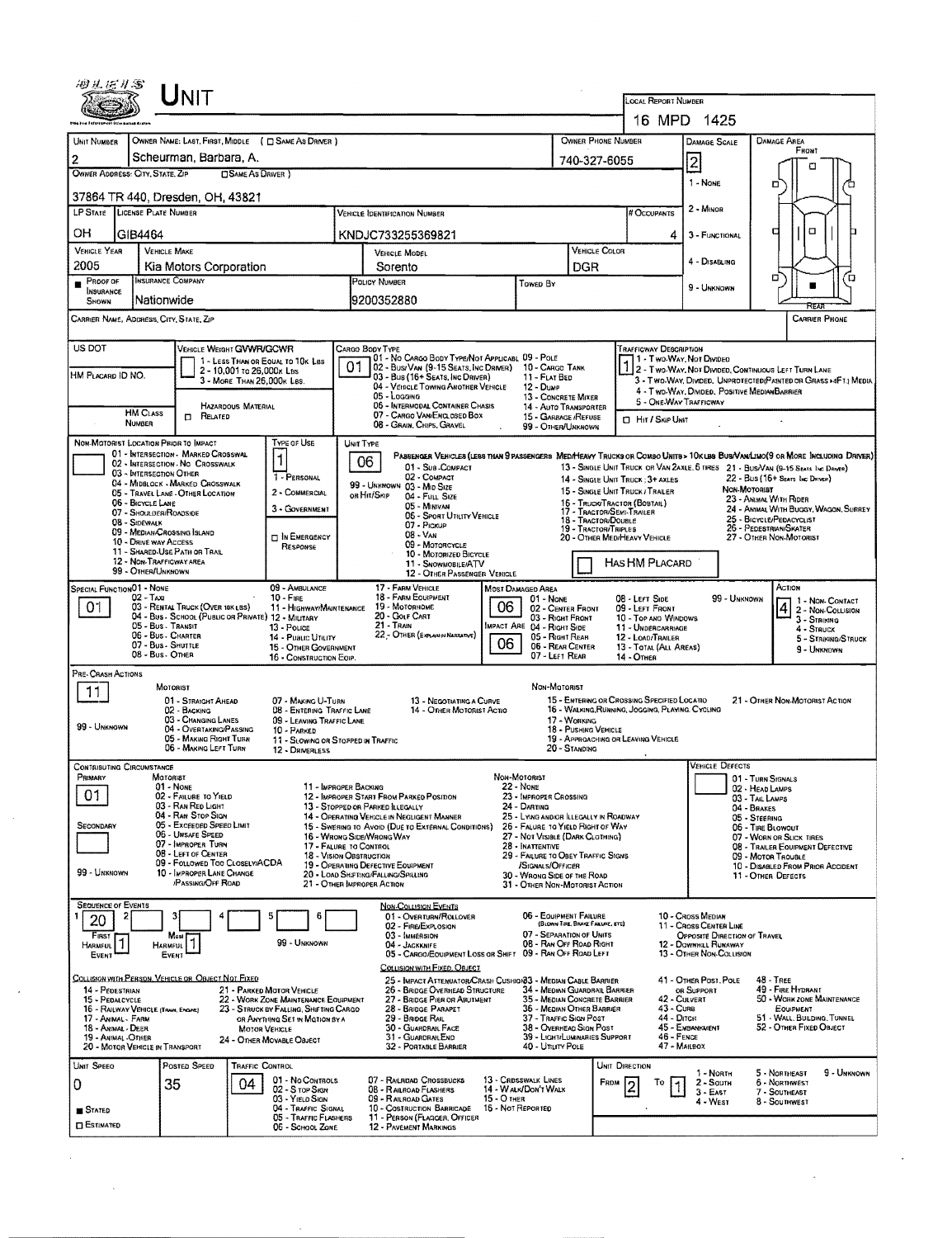# UNIT

**LOCAL REPORT NUMBER:** 16 MPD 1425

| Field | Value |
|---|---|
| Unit Number | 2 |
| Owner Name: Last, First, Middle | Scheurman, Barbara, A. |
| Owner Phone Number | 740-327-6055 |
| Damage Scale | 2 |
| Owner Address: City, State, Zip | 37864 TR 440, Dresden, OH, 43821 |
| LP State | OH |
| License Plate Number | GIB4464 |
| Vehicle Identification Number | KNDJC733255369821 |
| # Occupants | 4 |
| Vehicle Year | 2005 |
| Vehicle Make | Kia Motors Corporation |
| Vehicle Model | Sorento |
| Vehicle Color | DGR |
| Proof of Insurance Shown | ■ |
| Insurance Company | Nationwide |
| Policy Number | 9200352880 |
| Towed By | |
| Carrier Name, Address, City, State, Zip | |
| Carrier Phone | |

Damage Scale: 1 - None; 2 - Minor; 3 - Functional; 4 - Disabling; 9 - Unknown

Damage Area: Front / Rear (rear marked)

| Field | Value |
|---|---|
| US DOT | |
| Vehicle Weight GVWR/GCWR | 1 - Less than or equal to 10k lbs; 2 - 10,001 to 26,000k lbs; 3 - More than 26,000k lbs |
| HM Placard ID No. | |
| HM Class Number | |
| Hazardous Material | ☐ Related |
| Cargo Body Type | 01 |
| Trafficway Description | 1 |
| Hit / Skip Unit | ☐ |

Cargo Body Type: 01 - No Cargo Body Type/Not Applicable; 02 - Bus/Van (9-15 Seats, Inc Driver); 03 - Bus (16+ Seats, Inc Driver); 04 - Vehicle Towing Another Vehicle; 05 - Logging; 06 - Intermodal Container Chassis; 07 - Cargo Van/Enclosed Box; 08 - Grain, Chips, Gravel; 09 - Pole; 10 - Cargo Tank; 11 - Flat Bed; 12 - Dump; 13 - Concrete Mixer; 14 - Auto Transporter; 15 - Garbage/Refuse; 99 - Other/Unknown

Trafficway Description: 1 - Two-Way, Not Divided; 2 - Two-Way, Not Divided, Continuous Left Turn Lane; 3 - Two-Way, Divided, Unprotected (Painted or Grass >4Ft.) Media; 4 - Two-Way, Divided, Positive Median Barrier; 5 - One-Way Trafficway

| Field | Value |
|---|---|
| Non-Motorist Location Prior to Impact | |
| Type of Use | 1 |
| Unit Type | 06 |
| Has HM Placard | ☐ |

Non-Motorist Location Prior to Impact: 01 - Intersection - Marked Crosswalk; 02 - Intersection - No Crosswalk; 03 - Intersection Other; 04 - Midblock - Marked Crosswalk; 05 - Travel Lane - Other Location; 06 - Bicycle Lane; 07 - Shoulder/Roadside; 08 - Sidewalk; 09 - Median/Crossing Island; 10 - Drive way Access; 11 - Shared-Use Path or Trail; 12 - Non-Trafficway Area; 99 - Other/Unknown

Type of Use: 1 - Personal; 2 - Commercial; 3 - Government; ☐ In Emergency Response

Unit Type: Passenger Vehicles (less than 9 passengers): 01 - Sub-Compact; 02 - Compact; 99 - Unknown 03 - Mid Size or Hit/Skip; 04 - Full Size; 05 - Minivan; 06 - Sport Utility Vehicle; 07 - Pickup; 08 - Van; 09 - Motorcycle; 10 - Motorized Bicycle; 11 - Snowmobile/ATV; 12 - Other Passenger Vehicle. Med/Heavy Trucks or Combo Units > 10k lbs Bus/Van/Limo (9 or More Including Driver): 13 - Single Unit Truck or Van 2axle, 6 tires; 14 - Single Unit Truck: 3+ axles; 15 - Single Unit Truck / Trailer; 16 - Truck/Tractor (Bobtail); 17 - Tractor/Semi-Trailer; 18 - Tractor/Double; 19 - Tractor/Triples; 20 - Other Med/Heavy Vehicle; 21 - Bus/Van (9-15 Seats Inc Driver); 22 - Bus (16+ Seats Inc Driver). Non-Motorist: 23 - Animal With Rider; 24 - Animal With Buggy, Wagon, Surrey; 25 - Bicycle/Pedacyclist; 26 - Pedestrian/Skater; 27 - Other Non-Motorist

| Field | Value |
|---|---|
| Special Function | 01 |
| Most Damaged Area | 06 |
| Impact Area | 06 |
| Action | 4 |

Special Function: 01 - None; 02 - Taxi; 03 - Rental Truck (Over 10k lbs); 04 - Bus - School (Public or Private); 05 - Bus - Transit; 06 - Bus - Charter; 07 - Bus - Shuttle; 08 - Bus - Other; 09 - Ambulance; 10 - Fire; 11 - Highway/Maintenance; 12 - Military; 13 - Police; 14 - Public Utility; 15 - Other Government; 16 - Construction Eqip.; 17 - Farm Vehicle; 18 - Farm Equipment; 19 - Motorhome; 20 - Golf Cart; 21 - Train; 22 - Other (Explain in Narrative)

Damage Area: 01 - None; 02 - Center Front; 03 - Right Front; 04 - Right Side; 05 - Right Rear; 06 - Rear Center; 07 - Left Rear; 08 - Left Side; 09 - Left Front; 10 - Top and Windows; 11 - Undercarriage; 12 - Load/Trailer; 13 - Total (All Areas); 14 - Other; 99 - Unknown

Action: 1 - Non-Contact; 2 - Non-Collision; 3 - Striking; 4 - Struck; 5 - Striking/Struck; 9 - Unknown

**Pre-Crash Actions:** 11

Motorist: 01 - Straight Ahead; 02 - Backing; 03 - Changing Lanes; 04 - Overtaking/Passing; 05 - Making Right Turn; 06 - Making Left Turn; 07 - Making U-Turn; 08 - Entering Traffic Lane; 09 - Leaving Traffic Lane; 10 - Parked; 11 - Slowing or Stopped in Traffic; 12 - Driverless; 13 - Negotiating a Curve; 14 - Other Motorist Actio; 99 - Unknown

Non-Motorist: 15 - Entering or Crossing Specified Locatio; 16 - Walking, Running, Jogging, Playing, Cycling; 17 - Working; 18 - Pushing Vehicle; 19 - Approaching or Leaving Vehicle; 20 - Standing; 21 - Other Non-Motorist Action

**Contributing Circumstance:** Primary: 01; Secondary: (blank)

Motorist: 01 - None; 02 - Failure to Yield; 03 - Ran Red Light; 04 - Ran Stop Sign; 05 - Exceeded Speed Limit; 06 - Unsafe Speed; 07 - Improper Turn; 08 - Left of Center; 09 - Followed Too Closely/ACDA; 10 - Improper Lane Change/Passing/Off Road; 11 - Improper Backing; 12 - Improper Start From Parked Position; 13 - Stopped or Parked Illegally; 14 - Operating Vehicle in Negligent Manner; 15 - Swering to Avoid (Due to External Conditions); 16 - Wrong Side/Wrong Way; 17 - Failure to Control; 18 - Vision Obstruction; 19 - Operating Defective Equipment; 20 - Load Shifting/Falling/Spilling; 21 - Other Improper Action; 99 - Unknown

Non-Motorist: 22 - None; 23 - Improper Crossing; 24 - Darting; 25 - Lying and/or Illegally in Roadway; 26 - Failure to Yield Right of Way; 27 - Not Visible (Dark Clothing); 28 - Inattentive; 29 - Failure to Obey Traffic Signs/Signals/Officer; 30 - Wrong Side of the Road; 31 - Other Non-Motorist Action

Vehicle Defects: 01 - Turn Signals; 02 - Head Lamps; 03 - Tail Lamps; 04 - Brakes; 05 - Steering; 06 - Tire Blowout; 07 - Worn or Slick Tires; 08 - Trailer Equipment Defective; 09 - Motor Trouble; 10 - Disabled From Prior Accident; 11 - Other Defects

**Sequence of Events:** 1: 20; 2–6: (blank); First Harmful Event: 1; Most Harmful Event: 1

Non-Collision Events: 01 - Overturn/Rollover; 02 - Fire/Explosion; 03 - Immersion; 04 - Jackknife; 05 - Cargo/Equipment Loss or Shift; 06 - Equipment Failure (Blown Tire, Brake Failure, etc); 07 - Separation of Units; 08 - Ran Off Road Right; 09 - Ran Off Road Left; 10 - Cross Median; 11 - Cross Center Line Opposite Direction of Travel; 12 - Downhill Runaway; 13 - Other Non-Collision; 99 - Unknown

Collision with Person, Vehicle or Object Not Fixed: 14 - Pedestrian; 15 - Pedalcycle; 16 - Railway Vehicle (Train, Engine); 17 - Animal - Farm; 18 - Animal - Deer; 19 - Animal - Other; 20 - Motor Vehicle in Transport; 21 - Parked Motor Vehicle; 22 - Work Zone Maintenance Equipment; 23 - Struck by Falling, Shifting Cargo or Anything Set in Motion by a Motor Vehicle; 24 - Other Movable Object

Collision with Fixed, Object: 25 - Impact Attenuator/Crash Cushion; 26 - Bridge Overhead Structure; 27 - Bridge Pier or Abutment; 28 - Bridge Parapet; 29 - Bridge Rail; 30 - Guardrail Face; 31 - Guardrail End; 32 - Portable Barrier; 33 - Median Cable Barrier; 34 - Median Guardrail Barrier; 35 - Median Concrete Barrier; 36 - Median Other Barrier; 37 - Traffic Sign Post; 38 - Overhead Sign Post; 39 - Light/Luminaries Support; 40 - Utility Pole; 41 - Other Post, Pole or Support; 42 - Culvert; 43 - Curb; 44 - Ditch; 45 - Embankment; 46 - Fence; 47 - Mailbox; 48 - Tree; 49 - Fire Hydrant; 50 - Work Zone Maintenance Equipment; 51 - Wall, Building, Tunnel; 52 - Other Fixed Object

| Unit Speed | Posted Speed | Traffic Control | Unit Direction |
|---|---|---|---|
| 0 | 35 | 04 | From 2 To 1 |

■ Stated ☐ Estimated

Traffic Control: 01 - No Controls; 02 - Stop Sign; 03 - Yield Sign; 04 - Traffic Signal; 05 - Traffic Flashers; 06 - School Zone; 07 - Railroad Crossbucks; 08 - Railroad Flashers; 09 - Railroad Gates; 10 - Costruction Barricade; 11 - Person (Flagger, Officer); 12 - Pavement Markings; 13 - Crosswalk Lines; 14 - Walk/Don't Walk; 15 - Other; 16 - Not Reported

Unit Direction: 1 - North; 2 - South; 3 - East; 4 - West; 5 - Northeast; 6 - Northwest; 7 - Southeast; 8 - Southwest; 9 - Unknown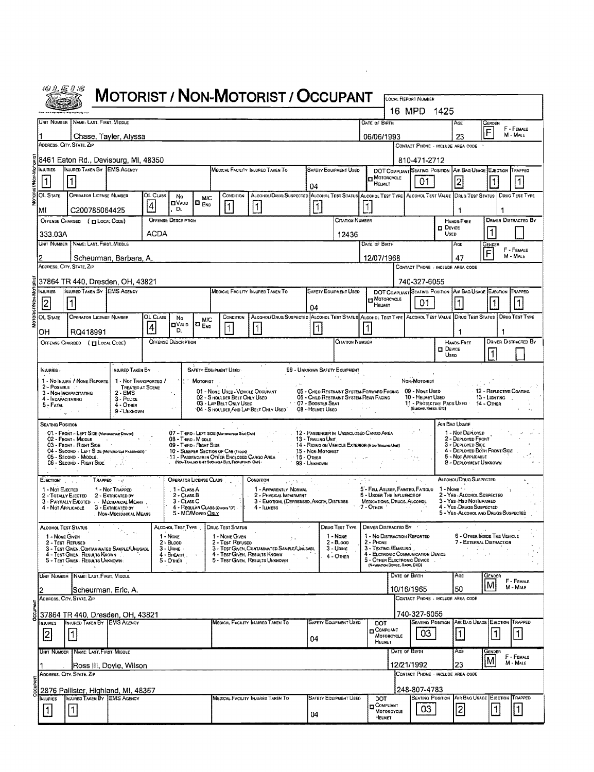# MOTORIST / NON-MOTORIST / OCCUPANT

**LOCAL REPORT NUMBER:** 16 MPD 1425

## MOTORIST/NON-MOTORIST

| UNIT NUMBER | NAME: LAST, FIRST, MIDDLE | DATE OF BIRTH | AGE | GENDER |
|---|---|---|---|---|
| 1 | Chase, Tayler, Alyssa | 06/06/1993 | 23 | F |

| ADDRESS, CITY, STATE, ZIP | CONTACT PHONE - INCLUDE AREA CODE |
|---|---|
| 8461 Eaton Rd., Davisburg, MI, 48350 | 810-471-2712 |

| INJURIES | INJURED TAKEN BY | EMS AGENCY | MEDICAL FACILITY INJURED TAKEN TO | SAFETY EQUIPMENT USED | DOT COMPLIANT MOTORCYCLE HELMET | SEATING POSITION | AIR BAG USAGE | EJECTION | TRAPPED |
|---|---|---|---|---|---|---|---|---|---|
| 1 | 1 | | | 04 | | 01 | 2 | 1 | 1 |

| OL STATE | OPERATOR LICENSE NUMBER | OL CLASS | NO VALID DL | M/C END | CONDITION | ALCOHOL/DRUG SUSPECTED | ALCOHOL TEST STATUS | ALCOHOL TEST TYPE | ALCOHOL TEST VALUE | DRUG TEST STATUS | DRUG TEST TYPE |
|---|---|---|---|---|---|---|---|---|---|---|---|
| MI | C200785064425 | 4 | | | 1 | 1 | 1 | 1 | | 1 | 1 |

| OFFENSE CHARGED (LOCAL CODE) | OFFENSE DESCRIPTION | CITATION NUMBER | HANDS-FREE DEVICE USED | DRIVER DISTRACTED BY |
|---|---|---|---|---|
| 333.03A | ACDA | 12436 | | 1 |

## MOTORIST/NON-MOTORIST

| UNIT NUMBER | NAME: LAST, FIRST, MIDDLE | DATE OF BIRTH | AGE | GENDER |
|---|---|---|---|---|
| 2 | Scheurman, Barbara, A. | 12/07/1968 | 47 | F |

| ADDRESS, CITY, STATE, ZIP | CONTACT PHONE - INCLUDE AREA CODE |
|---|---|
| 37864 TR 440, Dresden, OH, 43821 | 740-327-6055 |

| INJURIES | INJURED TAKEN BY | EMS AGENCY | MEDICAL FACILITY INJURED TAKEN TO | SAFETY EQUIPMENT USED | DOT COMPLIANT MOTORCYCLE HELMET | SEATING POSITION | AIR BAG USAGE | EJECTION | TRAPPED |
|---|---|---|---|---|---|---|---|---|---|
| 2 | 1 | | | 04 | | 01 | 1 | 1 | 1 |

| OL STATE | OPERATOR LICENSE NUMBER | OL CLASS | NO VALID DL | M/C END | CONDITION | ALCOHOL/DRUG SUSPECTED | ALCOHOL TEST STATUS | ALCOHOL TEST TYPE | ALCOHOL TEST VALUE | DRUG TEST STATUS | DRUG TEST TYPE |
|---|---|---|---|---|---|---|---|---|---|---|---|
| OH | RQ418991 | 4 | | | 1 | 1 | 1 | 1 | | 1 | 1 |

| OFFENSE CHARGED (LOCAL CODE) | OFFENSE DESCRIPTION | CITATION NUMBER | HANDS-FREE DEVICE USED | DRIVER DISTRACTED BY |
|---|---|---|---|---|
| | | | | 1 |

## CODES

**INJURIES:** 1 - No Injury / None Reported; 2 - Possible; 3 - Non-Incapacitating; 4 - Incapacitating; 5 - Fatal

**INJURED TAKEN BY:** 1 - Not Transported / Treated at Scene; 2 - EMS; 3 - Police; 4 - Other; 9 - Unknown

**SAFETY EQUIPMENT USED:** 99 - Unknown Safety Equipment
- Motorist: 01 - None Used - Vehicle Occupant; 02 - Shoulder Belt Only Used; 03 - Lap Belt Only Used; 04 - Shoulder and Lap Belt Only Used; 05 - Child Restraint System-Forward Facing; 06 - Child Restraint System-Rear Facing; 07 - Booster Seat; 08 - Helmet Used
- Non-Motorist: 09 - None Used; 10 - Helmet Used; 11 - Protective Pads Used (Elbows, Knees, etc); 12 - Reflective Coating; 13 - Lighting; 14 - Other

**SEATING POSITION:** 01 - Front - Left Side (Motorcycle Driver); 02 - Front - Middle; 03 - Front - Right Side; 04 - Second - Left Side (Motorcycle Passenger); 05 - Second - Middle; 06 - Second - Right Side; 07 - Third - Left Side (Motorcycle Side Car); 08 - Third - Middle; 09 - Third - Right Side; 10 - Sleeper Section of Cab (Truck); 11 - Passenger in Other Enclosed Cargo Area (Non-Trailing Unit Such as a Bus, Pickup with Cap); 12 - Passenger in Unenclosed Cargo Area; 13 - Trailing Unit; 14 - Riding on Vehicle Exterior (Non-Trailing Unit); 15 - Non-Motorist; 16 - Other; 99 - Unknown

**AIR BAG USAGE:** 1 - Not Deployed; 2 - Deployed Front; 3 - Deployed Side; 4 - Deployed Both Front/Side; 5 - Not Applicable; 9 - Deployment Unknown

**EJECTION:** 1 - Not Ejected; 2 - Totally Ejected; 3 - Partially Ejected; 4 - Not Applicable

**TRAPPED:** 1 - Not Trapped; 2 - Extricated by Mechanical Means; 3 - Extricated by Non-Mechanical Means

**OPERATOR LICENSE CLASS:** 1 - Class A; 2 - Class B; 3 - Class C; 4 - Regular Class (Ohio's "D"); 5 - M/C Moped Only

**CONDITION:** 1 - Apparently Normal; 2 - Physical Impairment; 3 - Emotional (Depressed, Angry, Disturbed); 4 - Illness; 5 - Fell Asleep, Fainted, Fatigue; 6 - Under the Influence of Medications, Drugs, Alcohol; 7 - Other

**ALCOHOL/DRUG SUSPECTED:** 1 - None; 2 - Yes - Alcohol Suspected; 3 - Yes - HBD Not Impaired; 4 - Yes - Drugs Suspected; 5 - Yes - Alcohol and Drugs Suspected

**ALCOHOL TEST STATUS:** 1 - None Given; 2 - Test Refused; 3 - Test Given, Contaminated Sample/Unusable; 4 - Test Given, Results Known; 5 - Test Given, Results Unknown

**ALCOHOL TEST TYPE:** 1 - None; 2 - Blood; 3 - Urine; 4 - Breath; 5 - Other

**DRUG TEST STATUS:** 1 - None Given; 2 - Test Refused; 3 - Test Given, Contaminated Sample/Unusable; 4 - Test Given, Results Known; 5 - Test Given, Results Unknown

**DRUG TEST TYPE:** 1 - None; 2 - Blood; 3 - Urine; 4 - Other

**DRIVER DISTRACTED BY:** 1 - No Distraction Reported; 2 - Phone; 3 - Texting/Emailing; 4 - Electronic Communication Device; 5 - Other Electronic Device (Navigation Device, Radio, DVD); 6 - Other Inside the Vehicle; 7 - External Distraction

## OCCUPANT

| UNIT NUMBER | NAME: LAST, FIRST, MIDDLE | DATE OF BIRTH | AGE | GENDER |
|---|---|---|---|---|
| 2 | Scheurman, Eric, A. | 10/16/1965 | 50 | M |

| ADDRESS, CITY, STATE, ZIP | CONTACT PHONE - INCLUDE AREA CODE |
|---|---|
| 37864 TR 440, Dresden, OH, 43821 | 740-327-6055 |

| INJURIES | INJURED TAKEN BY | EMS AGENCY | MEDICAL FACILITY INJURED TAKEN TO | SAFETY EQUIPMENT USED | DOT COMPLIANT MOTORCYCLE HELMET | SEATING POSITION | AIR BAG USAGE | EJECTION | TRAPPED |
|---|---|---|---|---|---|---|---|---|---|
| 2 | 1 | | | 04 | | 03 | 1 | 1 | 1 |

## OCCUPANT

| UNIT NUMBER | NAME: LAST, FIRST, MIDDLE | DATE OF BIRTH | AGE | GENDER |
|---|---|---|---|---|
| 1 | Ross III, Doyle, Wilson | 12/21/1992 | 23 | M |

| ADDRESS, CITY, STATE, ZIP | CONTACT PHONE - INCLUDE AREA CODE |
|---|---|
| 2876 Pallister, Highland, MI, 48357 | 248-807-4783 |

| INJURIES | INJURED TAKEN BY | EMS AGENCY | MEDICAL FACILITY INJURED TAKEN TO | SAFETY EQUIPMENT USED | DOT COMPLIANT MOTORCYCLE HELMET | SEATING POSITION | AIR BAG USAGE | EJECTION | TRAPPED |
|---|---|---|---|---|---|---|---|---|---|
| 1 | 1 | | | 04 | | 03 | 2 | 1 | 1 |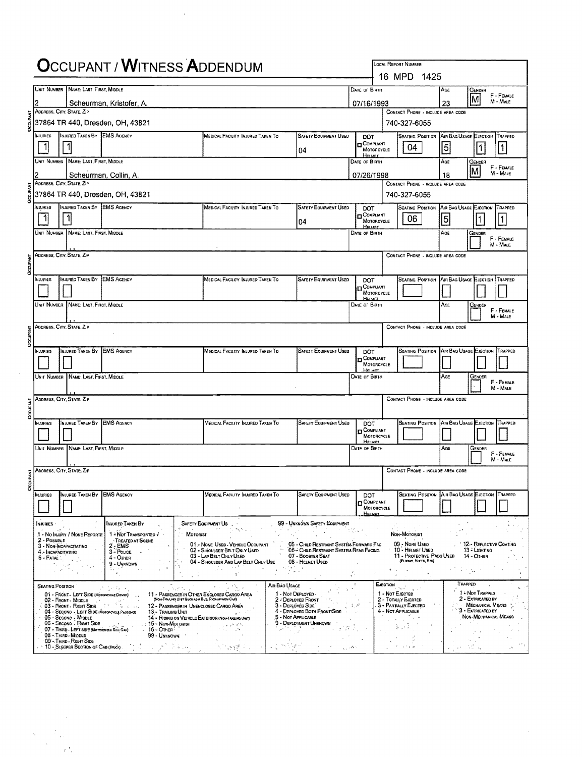# OCCUPANT / WITNESS ADDENDUM

**LOCAL REPORT NUMBER:** 16 MPD 1425

## Occupant

| UNIT NUMBER | NAME: LAST, FIRST, MIDDLE | DATE OF BIRTH | AGE | GENDER |
|---|---|---|---|---|
| 2 | Scheurman, Kristofer, A. | 07/16/1993 | 23 | M |

| ADDRESS, CITY, STATE, ZIP | CONTACT PHONE - INCLUDE AREA CODE |
|---|---|
| 37864 TR 440, Dresden, OH, 43821 | 740-327-6055 |

| INJURIES | INJURED TAKEN BY | EMS AGENCY | MEDICAL FACILITY INJURED TAKEN TO | SAFETY EQUIPMENT USED | DOT COMPLIANT MOTORCYCLE HELMET | SEATING POSITION | AIR BAG USAGE | EJECTION | TRAPPED |
|---|---|---|---|---|---|---|---|---|---|
| 1 | 1 | | | 04 | | 04 | 5 | 1 | 1 |

## Occupant

| UNIT NUMBER | NAME: LAST, FIRST, MIDDLE | DATE OF BIRTH | AGE | GENDER |
|---|---|---|---|---|
| 2 | Scheurman, Collin, A. | 07/26/1998 | 18 | M |

| ADDRESS, CITY, STATE, ZIP | CONTACT PHONE - INCLUDE AREA CODE |
|---|---|
| 37864 TR 440, Dresden, OH, 43821 | 740-327-6055 |

| INJURIES | INJURED TAKEN BY | EMS AGENCY | MEDICAL FACILITY INJURED TAKEN TO | SAFETY EQUIPMENT USED | DOT COMPLIANT MOTORCYCLE HELMET | SEATING POSITION | AIR BAG USAGE | EJECTION | TRAPPED |
|---|---|---|---|---|---|---|---|---|---|
| 1 | 1 | | | 04 | | 06 | 5 | 1 | 1 |

## Codes

**INJURIES**
- 1 - No Injury / None Reported
- 2 - Possible
- 3 - Non-Incapacitating
- 4 - Incapacitating
- 5 - Fatal

**INJURED TAKEN BY**
- 1 - Not Transported / Treated at Scene
- 2 - EMS
- 3 - Police
- 4 - Other
- 9 - Unknown

**SAFETY EQUIPMENT USED**

Motorist:
- 01 - None Used - Vehicle Occupant
- 02 - Shoulder Belt Only Used
- 03 - Lap Belt Only Used
- 04 - Shoulder and Lap Belt Only Used
- 05 - Child Restraint System-Forward Fac
- 06 - Child Restraint System-Rear Facing
- 07 - Booster Seat
- 08 - Helmet Used
- 99 - Unknown Safety Equipment

Non-Motorist:
- 09 - None Used
- 10 - Helmet Used
- 11 - Protective Pads Used (Elbows, Knees, Etc)
- 12 - Reflective Coating
- 13 - Lighting
- 14 - Other

**SEATING POSITION**
- 01 - Front - Left Side (Motorcycle Driver)
- 02 - Front - Middle
- 03 - Front - Right Side
- 04 - Second - Left Side (Motorcycle Passenger)
- 05 - Second - Middle
- 06 - Second - Right Side
- 07 - Third - Left Side (Motorcycle Side Car)
- 08 - Third - Middle
- 09 - Third - Right Side
- 10 - Sleeper Section of Cab (Truck)
- 11 - Passenger in Other Enclosed Cargo Area (Non-Trailing Unit Such as a Bus, Pickup with Cap)
- 12 - Passenger in Unenclosed Cargo Area
- 13 - Trailing Unit
- 14 - Riding on Vehicle Exterior (Non-Trailing Unit)
- 15 - Non-Motorist
- 16 - Other
- 99 - Unknown

**AIR BAG USAGE**
- 1 - Not Deployed
- 2 - Deployed Front
- 3 - Deployed Side
- 4 - Deployed Both Front/Side
- 5 - Not Applicable
- 9 - Deployment Unknown

**EJECTION**
- 1 - Not Ejected
- 2 - Totally Ejected
- 3 - Partially Ejected
- 4 - Not Applicable

**TRAPPED**
- 1 - Not Trapped
- 2 - Extricated by Mechanical Means
- 3 - Extricated by Non-Mechanical Means